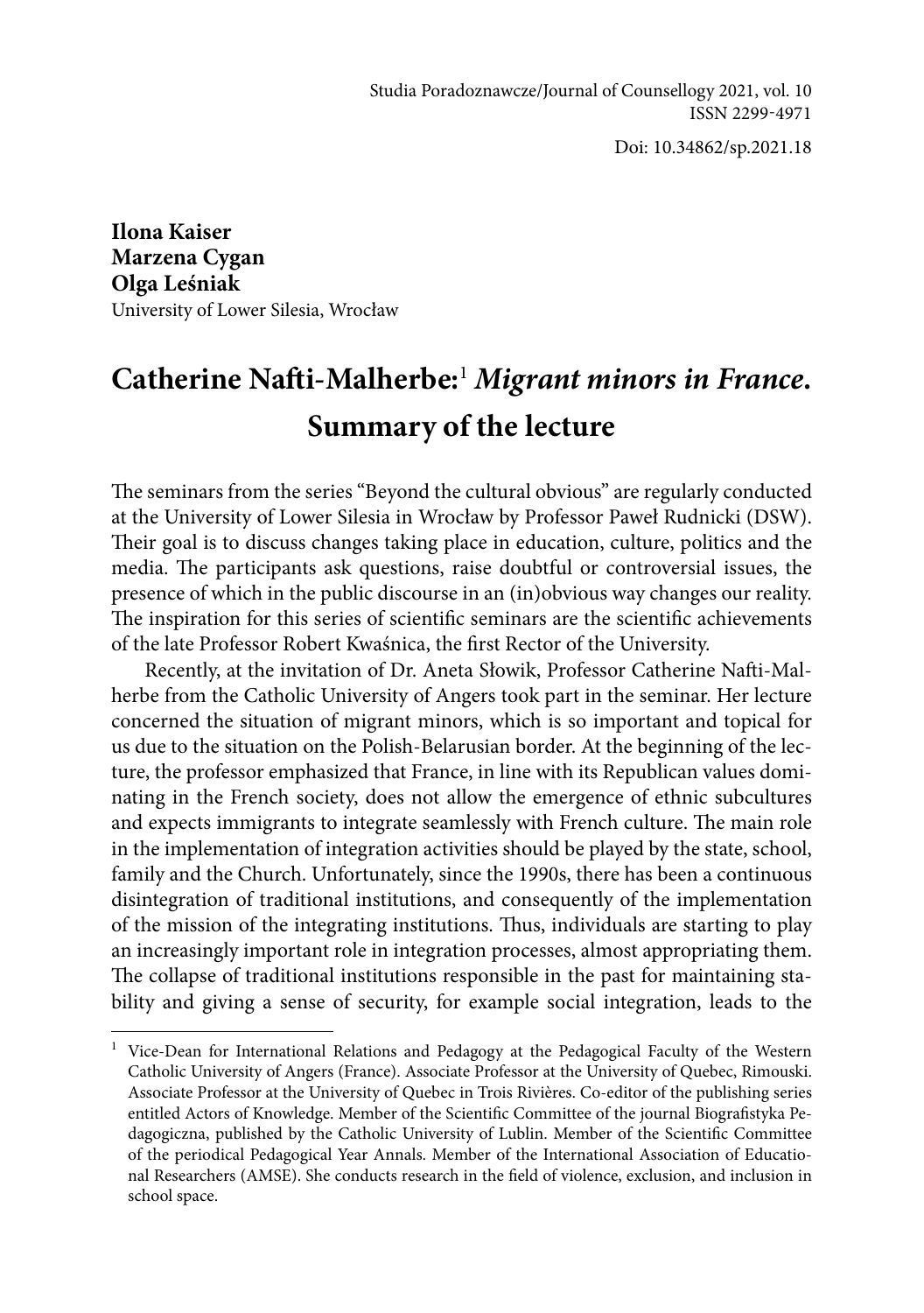Studia Poradoznawcze/Journal of Counsellogy 2021, vol. 10
ISSN 2299-4971

Doi: 10.34862/sp.2021.18

**Ilona Kaiser**
**Marzena Cygan**
**Olga Leśniak**
University of Lower Silesia, Wrocław

# Catherine Nafti-Malherbe:[1] *Migrant minors in France*. Summary of the lecture

The seminars from the series "Beyond the cultural obvious" are regularly conducted at the University of Lower Silesia in Wrocław by Professor Paweł Rudnicki (DSW). Their goal is to discuss changes taking place in education, culture, politics and the media. The participants ask questions, raise doubtful or controversial issues, the presence of which in the public discourse in an (in)obvious way changes our reality. The inspiration for this series of scientific seminars are the scientific achievements of the late Professor Robert Kwaśnica, the first Rector of the University.

Recently, at the invitation of Dr. Aneta Słowik, Professor Catherine Nafti-Malherbe from the Catholic University of Angers took part in the seminar. Her lecture concerned the situation of migrant minors, which is so important and topical for us due to the situation on the Polish-Belarusian border. At the beginning of the lecture, the professor emphasized that France, in line with its Republican values dominating in the French society, does not allow the emergence of ethnic subcultures and expects immigrants to integrate seamlessly with French culture. The main role in the implementation of integration activities should be played by the state, school, family and the Church. Unfortunately, since the 1990s, there has been a continuous disintegration of traditional institutions, and consequently of the implementation of the mission of the integrating institutions. Thus, individuals are starting to play an increasingly important role in integration processes, almost appropriating them. The collapse of traditional institutions responsible in the past for maintaining stability and giving a sense of security, for example social integration, leads to the

[1] Vice-Dean for International Relations and Pedagogy at the Pedagogical Faculty of the Western Catholic University of Angers (France). Associate Professor at the University of Quebec, Rimouski. Associate Professor at the University of Quebec in Trois Rivières. Co-editor of the publishing series entitled Actors of Knowledge. Member of the Scientific Committee of the journal Biografistyka Pedagogiczna, published by the Catholic University of Lublin. Member of the Scientific Committee of the periodical Pedagogical Year Annals. Member of the International Association of Educational Researchers (AMSE). She conducts research in the field of violence, exclusion, and inclusion in school space.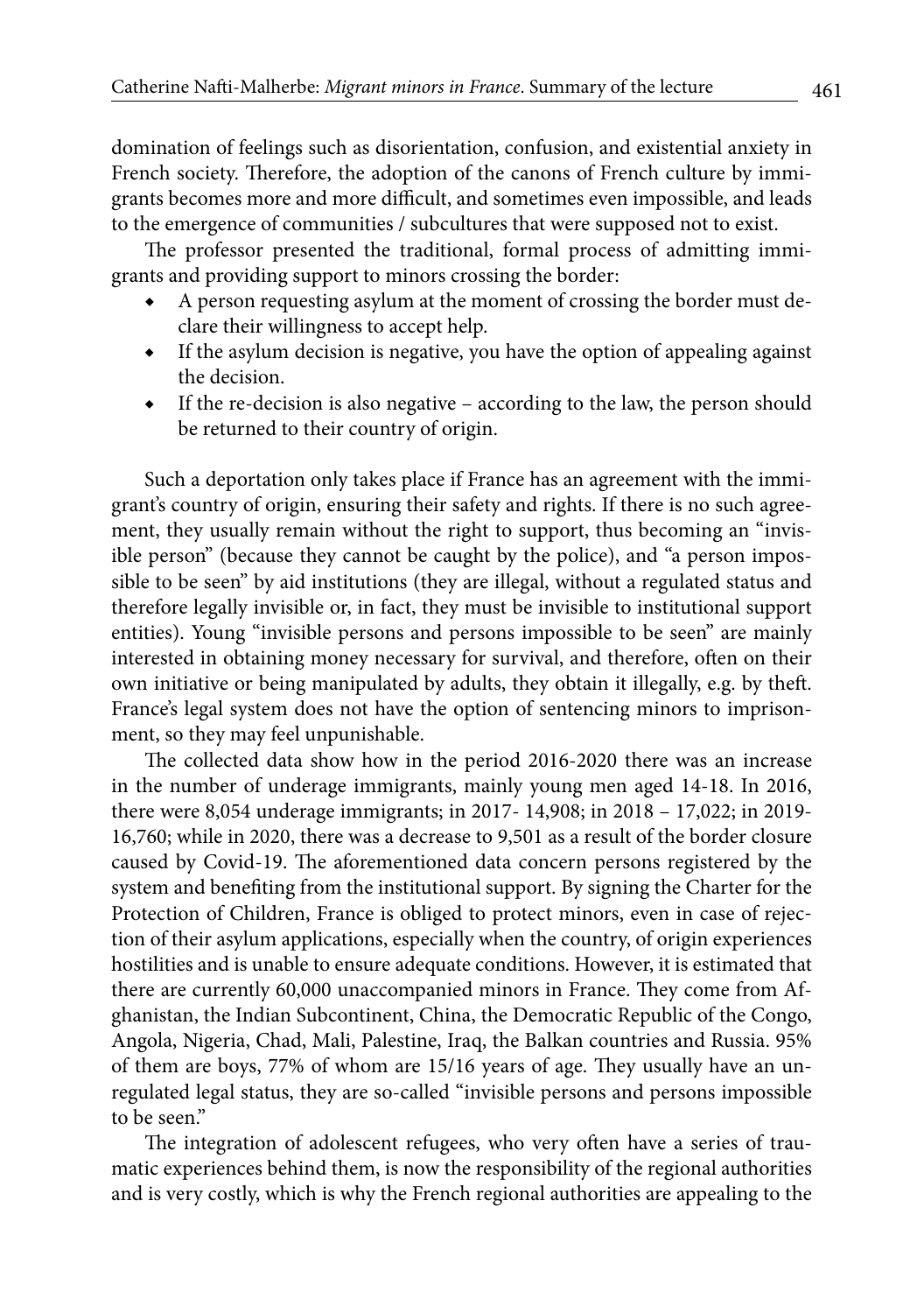domination of feelings such as disorientation, confusion, and existential anxiety in French society. Therefore, the adoption of the canons of French culture by immigrants becomes more and more difficult, and sometimes even impossible, and leads to the emergence of communities / subcultures that were supposed not to exist.

The professor presented the traditional, formal process of admitting immigrants and providing support to minors crossing the border:

- A person requesting asylum at the moment of crossing the border must declare their willingness to accept help.
- If the asylum decision is negative, you have the option of appealing against the decision.
- If the re-decision is also negative – according to the law, the person should be returned to their country of origin.

Such a deportation only takes place if France has an agreement with the immigrant's country of origin, ensuring their safety and rights. If there is no such agreement, they usually remain without the right to support, thus becoming an "invisible person" (because they cannot be caught by the police), and "a person impossible to be seen" by aid institutions (they are illegal, without a regulated status and therefore legally invisible or, in fact, they must be invisible to institutional support entities). Young "invisible persons and persons impossible to be seen" are mainly interested in obtaining money necessary for survival, and therefore, often on their own initiative or being manipulated by adults, they obtain it illegally, e.g. by theft. France's legal system does not have the option of sentencing minors to imprisonment, so they may feel unpunishable.

The collected data show how in the period 2016-2020 there was an increase in the number of underage immigrants, mainly young men aged 14-18. In 2016, there were 8,054 underage immigrants; in 2017- 14,908; in 2018 – 17,022; in 2019- 16,760; while in 2020, there was a decrease to 9,501 as a result of the border closure caused by Covid-19. The aforementioned data concern persons registered by the system and benefiting from the institutional support. By signing the Charter for the Protection of Children, France is obliged to protect minors, even in case of rejection of their asylum applications, especially when the country, of origin experiences hostilities and is unable to ensure adequate conditions. However, it is estimated that there are currently 60,000 unaccompanied minors in France. They come from Afghanistan, the Indian Subcontinent, China, the Democratic Republic of the Congo, Angola, Nigeria, Chad, Mali, Palestine, Iraq, the Balkan countries and Russia. 95% of them are boys, 77% of whom are 15/16 years of age. They usually have an unregulated legal status, they are so-called "invisible persons and persons impossible to be seen."

The integration of adolescent refugees, who very often have a series of traumatic experiences behind them, is now the responsibility of the regional authorities and is very costly, which is why the French regional authorities are appealing to the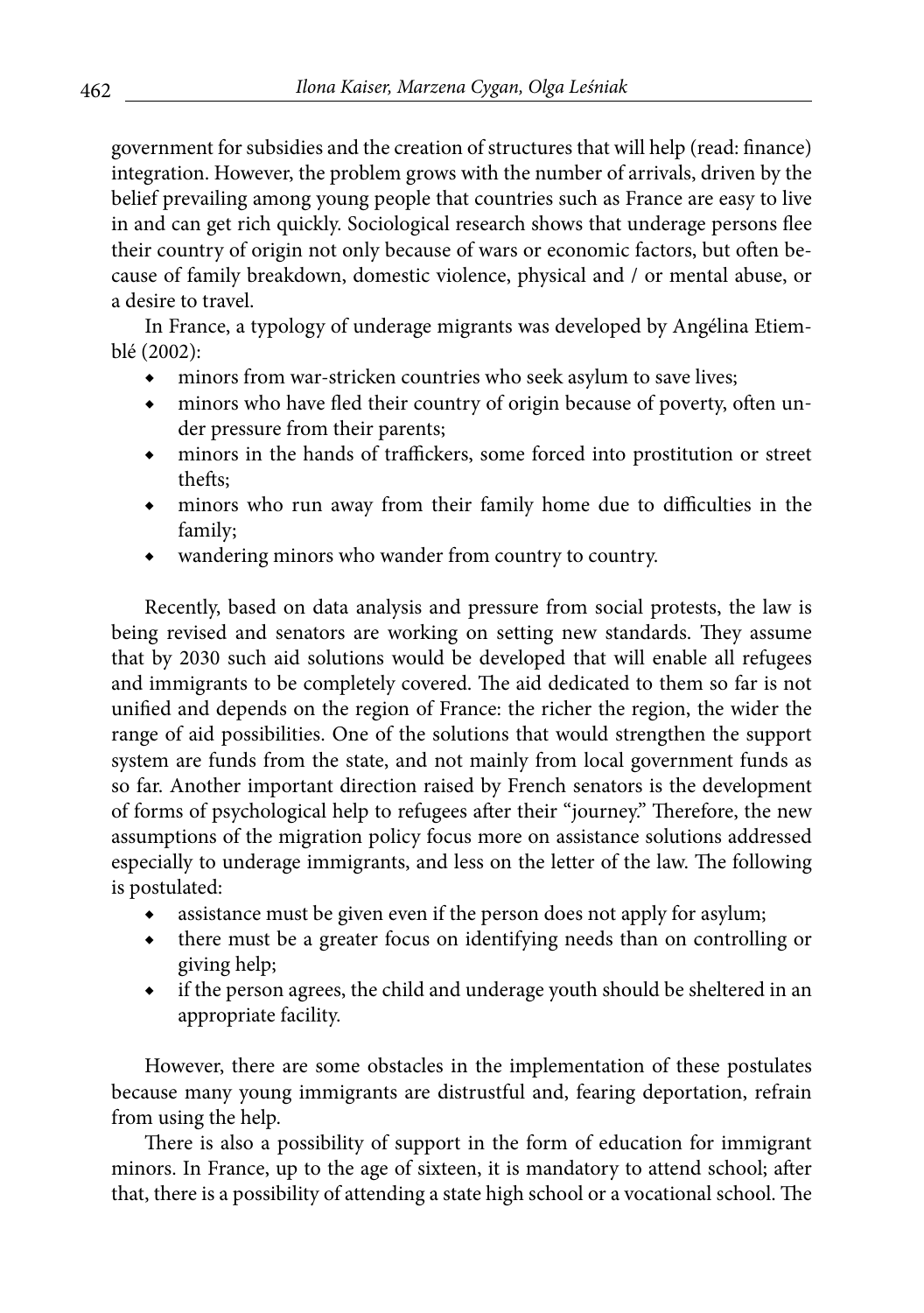government for subsidies and the creation of structures that will help (read: finance) integration. However, the problem grows with the number of arrivals, driven by the belief prevailing among young people that countries such as France are easy to live in and can get rich quickly. Sociological research shows that underage persons flee their country of origin not only because of wars or economic factors, but often because of family breakdown, domestic violence, physical and / or mental abuse, or a desire to travel.

In France, a typology of underage migrants was developed by Angélina Etiemblé (2002):

- minors from war-stricken countries who seek asylum to save lives;
- minors who have fled their country of origin because of poverty, often under pressure from their parents;
- minors in the hands of traffickers, some forced into prostitution or street thefts;
- minors who run away from their family home due to difficulties in the family;
- wandering minors who wander from country to country.

Recently, based on data analysis and pressure from social protests, the law is being revised and senators are working on setting new standards. They assume that by 2030 such aid solutions would be developed that will enable all refugees and immigrants to be completely covered. The aid dedicated to them so far is not unified and depends on the region of France: the richer the region, the wider the range of aid possibilities. One of the solutions that would strengthen the support system are funds from the state, and not mainly from local government funds as so far. Another important direction raised by French senators is the development of forms of psychological help to refugees after their "journey." Therefore, the new assumptions of the migration policy focus more on assistance solutions addressed especially to underage immigrants, and less on the letter of the law. The following is postulated:

- assistance must be given even if the person does not apply for asylum;
- there must be a greater focus on identifying needs than on controlling or giving help;
- if the person agrees, the child and underage youth should be sheltered in an appropriate facility.

However, there are some obstacles in the implementation of these postulates because many young immigrants are distrustful and, fearing deportation, refrain from using the help.

There is also a possibility of support in the form of education for immigrant minors. In France, up to the age of sixteen, it is mandatory to attend school; after that, there is a possibility of attending a state high school or a vocational school. The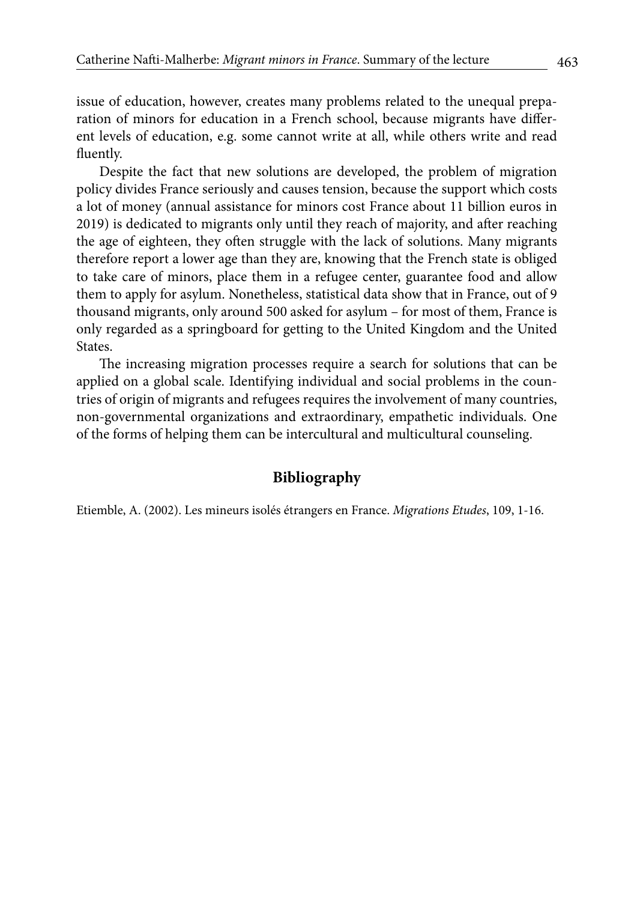issue of education, however, creates many problems related to the unequal preparation of minors for education in a French school, because migrants have different levels of education, e.g. some cannot write at all, while others write and read fluently.

Despite the fact that new solutions are developed, the problem of migration policy divides France seriously and causes tension, because the support which costs a lot of money (annual assistance for minors cost France about 11 billion euros in 2019) is dedicated to migrants only until they reach of majority, and after reaching the age of eighteen, they often struggle with the lack of solutions. Many migrants therefore report a lower age than they are, knowing that the French state is obliged to take care of minors, place them in a refugee center, guarantee food and allow them to apply for asylum. Nonetheless, statistical data show that in France, out of 9 thousand migrants, only around 500 asked for asylum – for most of them, France is only regarded as a springboard for getting to the United Kingdom and the United States.

The increasing migration processes require a search for solutions that can be applied on a global scale. Identifying individual and social problems in the countries of origin of migrants and refugees requires the involvement of many countries, non-governmental organizations and extraordinary, empathetic individuals. One of the forms of helping them can be intercultural and multicultural counseling.

## Bibliography

Etiemble, A. (2002). Les mineurs isolés étrangers en France. *Migrations Etudes*, 109, 1-16.